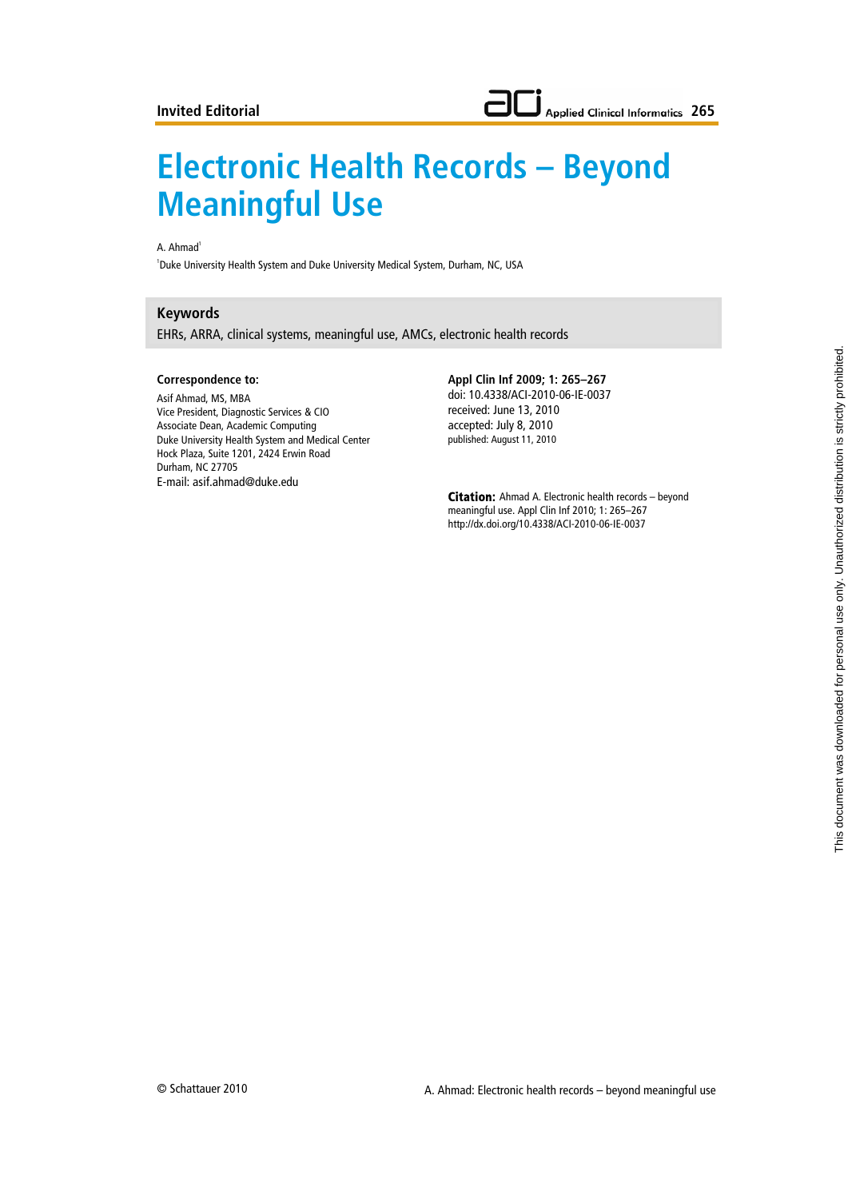Invited Editorial

# Electronic Health Records – Beyond Meaningful Use

A. Ahmad[1]

[1]Duke University Health System and Duke University Medical System, Durham, NC, USA

## Keywords

EHRs, ARRA, clinical systems, meaningful use, AMCs, electronic health records

**Correspondence to:**

Asif Ahmad, MS, MBA
Vice President, Diagnostic Services & CIO
Associate Dean, Academic Computing
Duke University Health System and Medical Center
Hock Plaza, Suite 1201, 2424 Erwin Road
Durham, NC 27705
E-mail: asif.ahmad@duke.edu

**Appl Clin Inf 2009; 1: 265–267**
doi: 10.4338/ACI-2010-06-IE-0037
received: June 13, 2010
accepted: July 8, 2010
published: August 11, 2010

**Citation:** Ahmad A. Electronic health records – beyond meaningful use. Appl Clin Inf 2010; 1: 265–267
http://dx.doi.org/10.4338/ACI-2010-06-IE-0037

© Schattauer 2010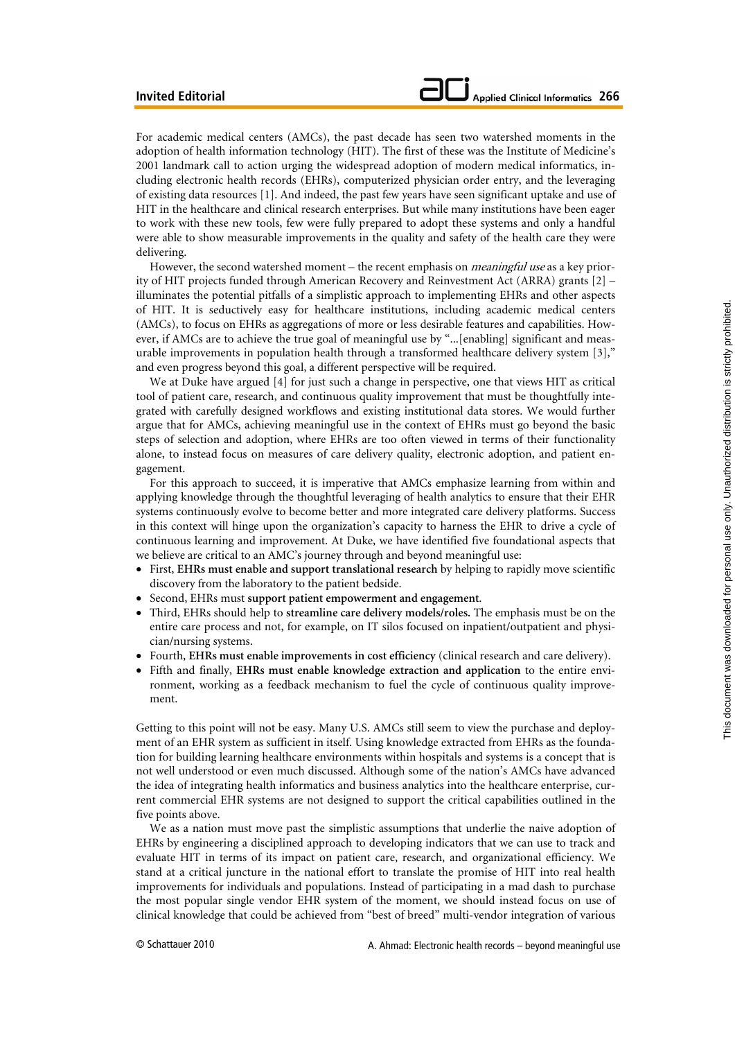For academic medical centers (AMCs), the past decade has seen two watershed moments in the adoption of health information technology (HIT). The first of these was the Institute of Medicine's 2001 landmark call to action urging the widespread adoption of modern medical informatics, including electronic health records (EHRs), computerized physician order entry, and the leveraging of existing data resources [1]. And indeed, the past few years have seen significant uptake and use of HIT in the healthcare and clinical research enterprises. But while many institutions have been eager to work with these new tools, few were fully prepared to adopt these systems and only a handful were able to show measurable improvements in the quality and safety of the health care they were delivering.

However, the second watershed moment – the recent emphasis on *meaningful use* as a key priority of HIT projects funded through American Recovery and Reinvestment Act (ARRA) grants [2] – illuminates the potential pitfalls of a simplistic approach to implementing EHRs and other aspects of HIT. It is seductively easy for healthcare institutions, including academic medical centers (AMCs), to focus on EHRs as aggregations of more or less desirable features and capabilities. However, if AMCs are to achieve the true goal of meaningful use by "...[enabling] significant and measurable improvements in population health through a transformed healthcare delivery system [3]," and even progress beyond this goal, a different perspective will be required.

We at Duke have argued [4] for just such a change in perspective, one that views HIT as critical tool of patient care, research, and continuous quality improvement that must be thoughtfully integrated with carefully designed workflows and existing institutional data stores. We would further argue that for AMCs, achieving meaningful use in the context of EHRs must go beyond the basic steps of selection and adoption, where EHRs are too often viewed in terms of their functionality alone, to instead focus on measures of care delivery quality, electronic adoption, and patient engagement.

For this approach to succeed, it is imperative that AMCs emphasize learning from within and applying knowledge through the thoughtful leveraging of health analytics to ensure that their EHR systems continuously evolve to become better and more integrated care delivery platforms. Success in this context will hinge upon the organization's capacity to harness the EHR to drive a cycle of continuous learning and improvement. At Duke, we have identified five foundational aspects that we believe are critical to an AMC's journey through and beyond meaningful use:

- First, **EHRs must enable and support translational research** by helping to rapidly move scientific discovery from the laboratory to the patient bedside.
- Second, EHRs must **support patient empowerment and engagement**.
- Third, EHRs should help to **streamline care delivery models/roles.** The emphasis must be on the entire care process and not, for example, on IT silos focused on inpatient/outpatient and physician/nursing systems.
- Fourth, **EHRs must enable improvements in cost efficiency** (clinical research and care delivery).
- Fifth and finally, **EHRs must enable knowledge extraction and application** to the entire environment, working as a feedback mechanism to fuel the cycle of continuous quality improvement.

Getting to this point will not be easy. Many U.S. AMCs still seem to view the purchase and deployment of an EHR system as sufficient in itself. Using knowledge extracted from EHRs as the foundation for building learning healthcare environments within hospitals and systems is a concept that is not well understood or even much discussed. Although some of the nation's AMCs have advanced the idea of integrating health informatics and business analytics into the healthcare enterprise, current commercial EHR systems are not designed to support the critical capabilities outlined in the five points above.

We as a nation must move past the simplistic assumptions that underlie the naive adoption of EHRs by engineering a disciplined approach to developing indicators that we can use to track and evaluate HIT in terms of its impact on patient care, research, and organizational efficiency. We stand at a critical juncture in the national effort to translate the promise of HIT into real health improvements for individuals and populations. Instead of participating in a mad dash to purchase the most popular single vendor EHR system of the moment, we should instead focus on use of clinical knowledge that could be achieved from "best of breed" multi-vendor integration of various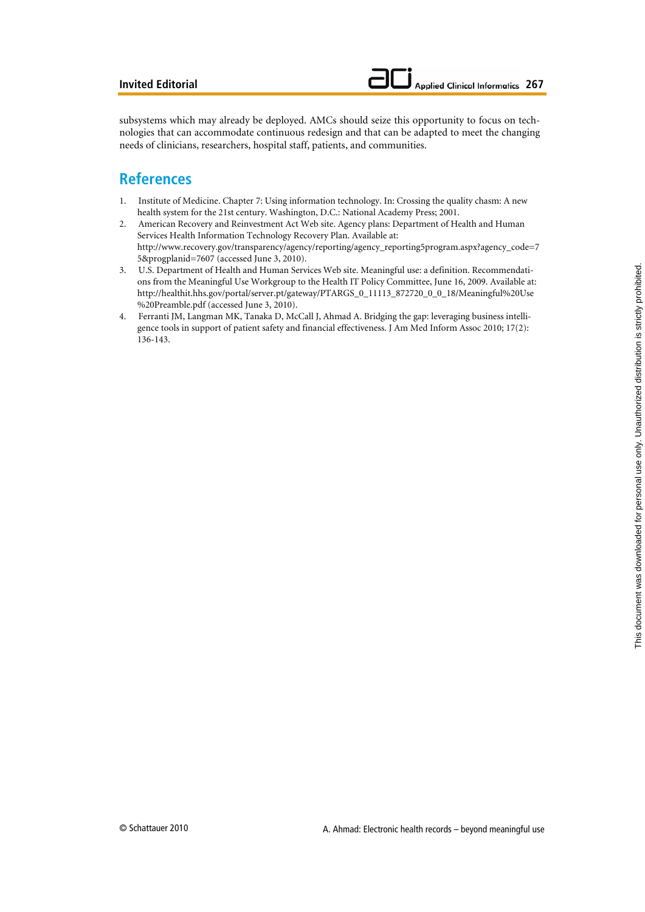subsystems which may already be deployed. AMCs should seize this opportunity to focus on technologies that can accommodate continuous redesign and that can be adapted to meet the changing needs of clinicians, researchers, hospital staff, patients, and communities.

## References

1. Institute of Medicine. Chapter 7: Using information technology. In: Crossing the quality chasm: A new health system for the 21st century. Washington, D.C.: National Academy Press; 2001.
2. American Recovery and Reinvestment Act Web site. Agency plans: Department of Health and Human Services Health Information Technology Recovery Plan. Available at: http://www.recovery.gov/transparency/agency/reporting/agency_reporting5program.aspx?agency_code=75&progplanid=7607 (accessed June 3, 2010).
3. U.S. Department of Health and Human Services Web site. Meaningful use: a definition. Recommendations from the Meaningful Use Workgroup to the Health IT Policy Committee, June 16, 2009. Available at: http://healthit.hhs.gov/portal/server.pt/gateway/PTARGS_0_11113_872720_0_0_18/Meaningful%20Use%20Preamble.pdf (accessed June 3, 2010).
4. Ferranti JM, Langman MK, Tanaka D, McCall J, Ahmad A. Bridging the gap: leveraging business intelligence tools in support of patient safety and financial effectiveness. J Am Med Inform Assoc 2010; 17(2): 136-143.